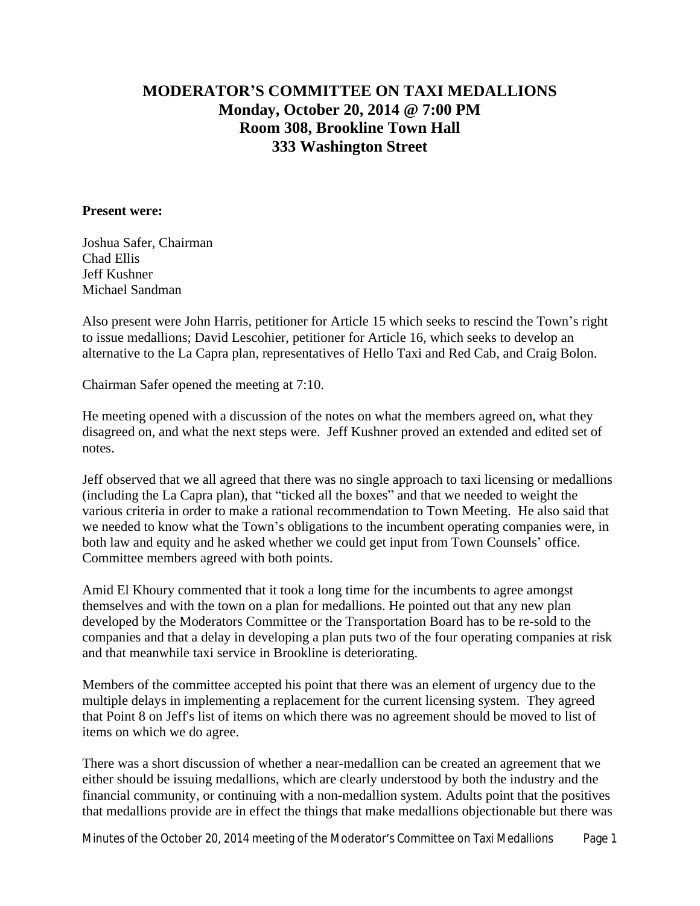# MODERATOR'S COMMITTEE ON TAXI MEDALLIONS
## Monday, October 20, 2014 @ 7:00 PM
## Room 308, Brookline Town Hall
## 333 Washington Street

**Present were:**

Joshua Safer, Chairman
Chad Ellis
Jeff Kushner
Michael Sandman

Also present were John Harris, petitioner for Article 15 which seeks to rescind the Town's right to issue medallions; David Lescohier, petitioner for Article 16, which seeks to develop an alternative to the La Capra plan, representatives of Hello Taxi and Red Cab, and Craig Bolon.

Chairman Safer opened the meeting at 7:10.

He meeting opened with a discussion of the notes on what the members agreed on, what they disagreed on, and what the next steps were. Jeff Kushner proved an extended and edited set of notes.

Jeff observed that we all agreed that there was no single approach to taxi licensing or medallions (including the La Capra plan), that "ticked all the boxes" and that we needed to weight the various criteria in order to make a rational recommendation to Town Meeting. He also said that we needed to know what the Town's obligations to the incumbent operating companies were, in both law and equity and he asked whether we could get input from Town Counsels' office. Committee members agreed with both points.

Amid El Khoury commented that it took a long time for the incumbents to agree amongst themselves and with the town on a plan for medallions. He pointed out that any new plan developed by the Moderators Committee or the Transportation Board has to be re-sold to the companies and that a delay in developing a plan puts two of the four operating companies at risk and that meanwhile taxi service in Brookline is deteriorating.

Members of the committee accepted his point that there was an element of urgency due to the multiple delays in implementing a replacement for the current licensing system. They agreed that Point 8 on Jeff's list of items on which there was no agreement should be moved to list of items on which we do agree.

There was a short discussion of whether a near-medallion can be created an agreement that we either should be issuing medallions, which are clearly understood by both the industry and the financial community, or continuing with a non-medallion system. Adults point that the positives that medallions provide are in effect the things that make medallions objectionable but there was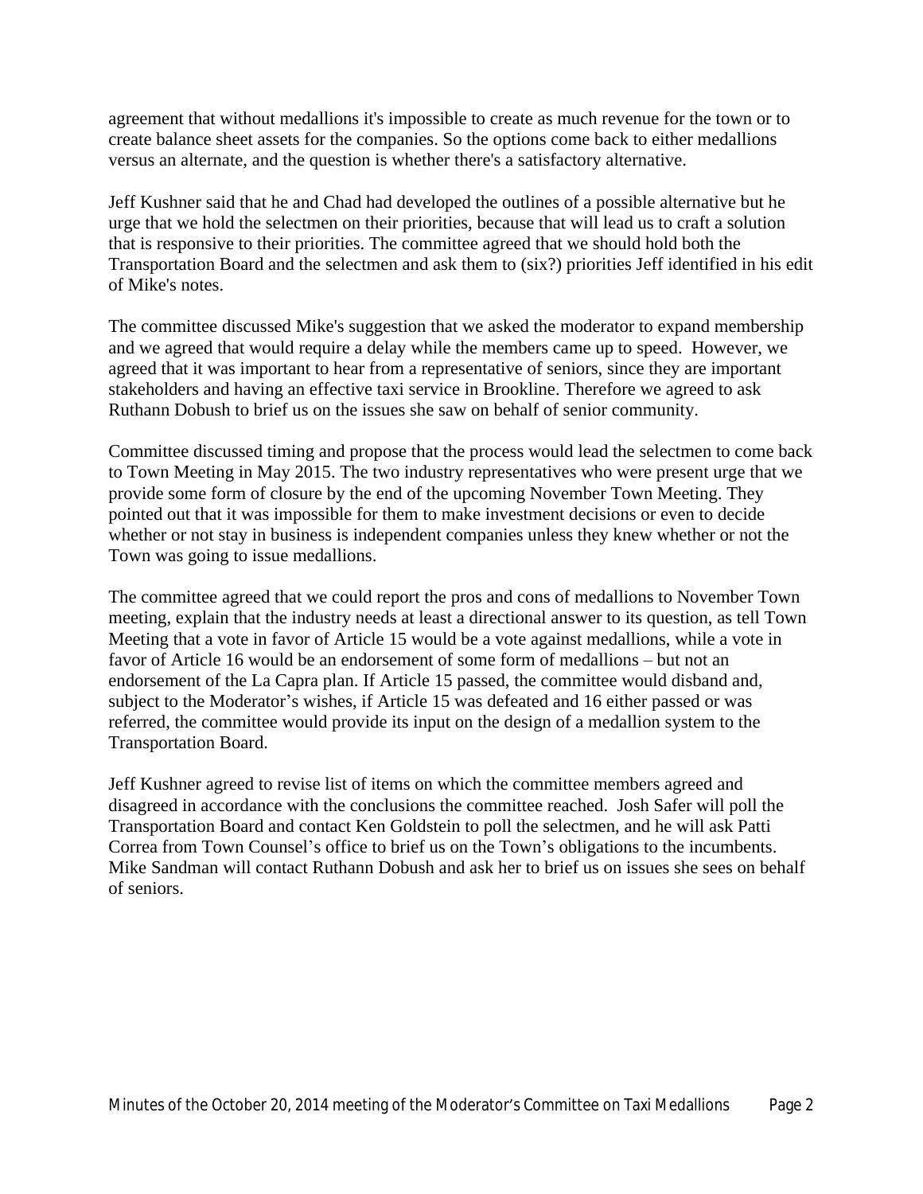agreement that without medallions it's impossible to create as much revenue for the town or to create balance sheet assets for the companies. So the options come back to either medallions versus an alternate, and the question is whether there's a satisfactory alternative.

Jeff Kushner said that he and Chad had developed the outlines of a possible alternative but he urge that we hold the selectmen on their priorities, because that will lead us to craft a solution that is responsive to their priorities. The committee agreed that we should hold both the Transportation Board and the selectmen and ask them to (six?) priorities Jeff identified in his edit of Mike's notes.

The committee discussed Mike's suggestion that we asked the moderator to expand membership and we agreed that would require a delay while the members came up to speed. However, we agreed that it was important to hear from a representative of seniors, since they are important stakeholders and having an effective taxi service in Brookline. Therefore we agreed to ask Ruthann Dobush to brief us on the issues she saw on behalf of senior community.

Committee discussed timing and propose that the process would lead the selectmen to come back to Town Meeting in May 2015. The two industry representatives who were present urge that we provide some form of closure by the end of the upcoming November Town Meeting. They pointed out that it was impossible for them to make investment decisions or even to decide whether or not stay in business is independent companies unless they knew whether or not the Town was going to issue medallions.

The committee agreed that we could report the pros and cons of medallions to November Town meeting, explain that the industry needs at least a directional answer to its question, as tell Town Meeting that a vote in favor of Article 15 would be a vote against medallions, while a vote in favor of Article 16 would be an endorsement of some form of medallions – but not an endorsement of the La Capra plan. If Article 15 passed, the committee would disband and, subject to the Moderator's wishes, if Article 15 was defeated and 16 either passed or was referred, the committee would provide its input on the design of a medallion system to the Transportation Board.

Jeff Kushner agreed to revise list of items on which the committee members agreed and disagreed in accordance with the conclusions the committee reached. Josh Safer will poll the Transportation Board and contact Ken Goldstein to poll the selectmen, and he will ask Patti Correa from Town Counsel's office to brief us on the Town's obligations to the incumbents. Mike Sandman will contact Ruthann Dobush and ask her to brief us on issues she sees on behalf of seniors.